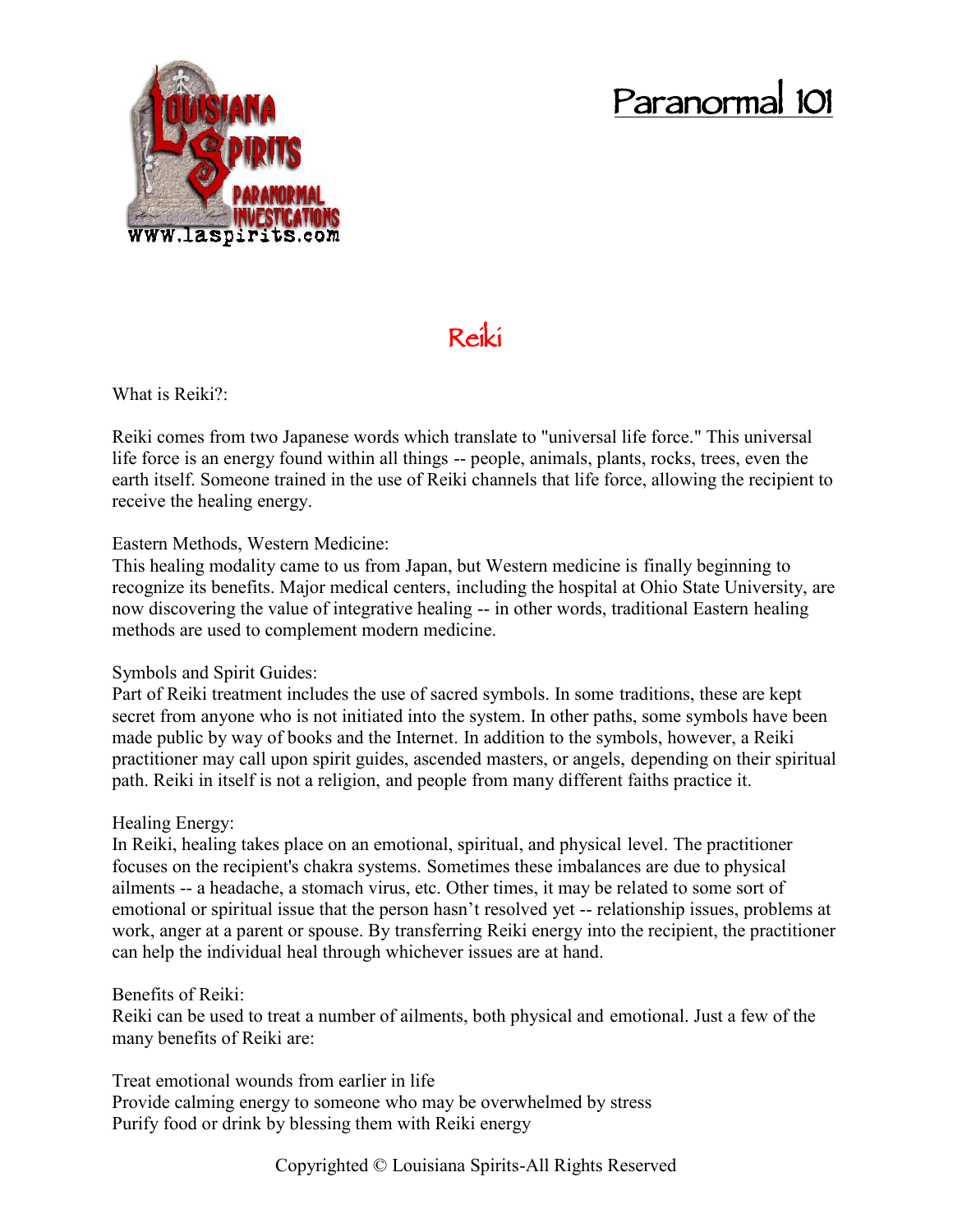# Paranormal 101

## Reiki

What is Reiki?:

Reiki comes from two Japanese words which translate to "universal life force." This universal life force is an energy found within all things -- people, animals, plants, rocks, trees, even the earth itself. Someone trained in the use of Reiki channels that life force, allowing the recipient to receive the healing energy.

Eastern Methods, Western Medicine:
This healing modality came to us from Japan, but Western medicine is finally beginning to recognize its benefits. Major medical centers, including the hospital at Ohio State University, are now discovering the value of integrative healing -- in other words, traditional Eastern healing methods are used to complement modern medicine.

Symbols and Spirit Guides:
Part of Reiki treatment includes the use of sacred symbols. In some traditions, these are kept secret from anyone who is not initiated into the system. In other paths, some symbols have been made public by way of books and the Internet. In addition to the symbols, however, a Reiki practitioner may call upon spirit guides, ascended masters, or angels, depending on their spiritual path. Reiki in itself is not a religion, and people from many different faiths practice it.

Healing Energy:
In Reiki, healing takes place on an emotional, spiritual, and physical level. The practitioner focuses on the recipient's chakra systems. Sometimes these imbalances are due to physical ailments -- a headache, a stomach virus, etc. Other times, it may be related to some sort of emotional or spiritual issue that the person hasn't resolved yet -- relationship issues, problems at work, anger at a parent or spouse. By transferring Reiki energy into the recipient, the practitioner can help the individual heal through whichever issues are at hand.

Benefits of Reiki:
Reiki can be used to treat a number of ailments, both physical and emotional. Just a few of the many benefits of Reiki are:

Treat emotional wounds from earlier in life
Provide calming energy to someone who may be overwhelmed by stress
Purify food or drink by blessing them with Reiki energy

Copyrighted © Louisiana Spirits-All Rights Reserved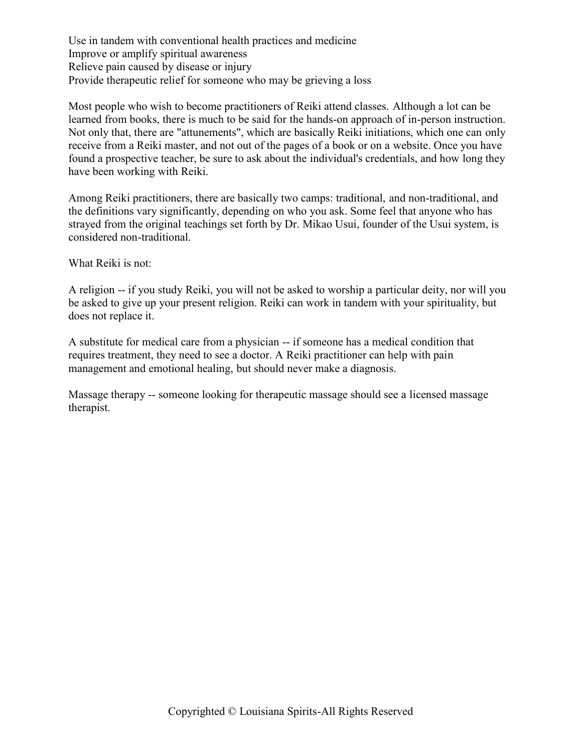Use in tandem with conventional health practices and medicine
Improve or amplify spiritual awareness
Relieve pain caused by disease or injury
Provide therapeutic relief for someone who may be grieving a loss

Most people who wish to become practitioners of Reiki attend classes. Although a lot can be learned from books, there is much to be said for the hands-on approach of in-person instruction. Not only that, there are "attunements", which are basically Reiki initiations, which one can only receive from a Reiki master, and not out of the pages of a book or on a website. Once you have found a prospective teacher, be sure to ask about the individual's credentials, and how long they have been working with Reiki.

Among Reiki practitioners, there are basically two camps: traditional, and non-traditional, and the definitions vary significantly, depending on who you ask. Some feel that anyone who has strayed from the original teachings set forth by Dr. Mikao Usui, founder of the Usui system, is considered non-traditional.

What Reiki is not:

A religion -- if you study Reiki, you will not be asked to worship a particular deity, nor will you be asked to give up your present religion. Reiki can work in tandem with your spirituality, but does not replace it.

A substitute for medical care from a physician -- if someone has a medical condition that requires treatment, they need to see a doctor. A Reiki practitioner can help with pain management and emotional healing, but should never make a diagnosis.

Massage therapy -- someone looking for therapeutic massage should see a licensed massage therapist.

Copyrighted © Louisiana Spirits-All Rights Reserved